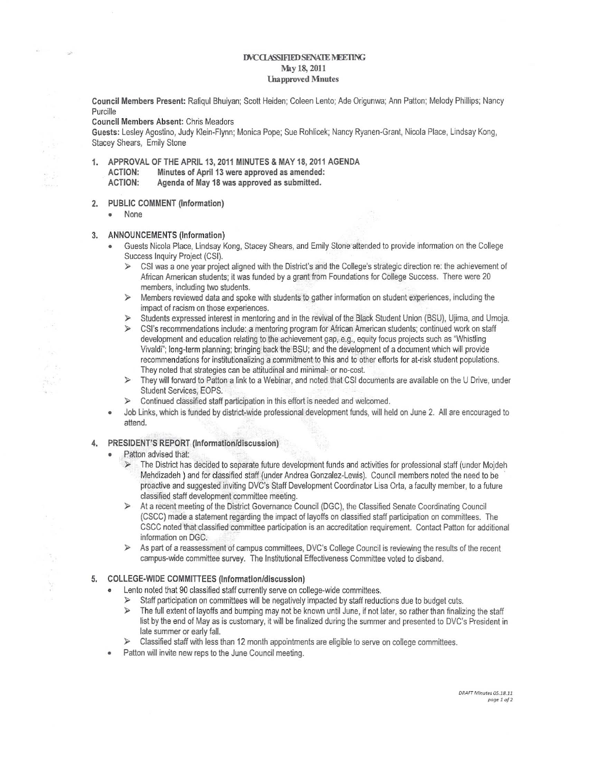# DVC CLASSIFIED SENATE MEETING
## May 18, 2011
### Unapproved Minutes

**Council Members Present:** Rafiqul Bhuiyan; Scott Heiden; Coleen Lento; Ade Origunwa; Ann Patton; Melody Phillips; Nancy Purcille

**Council Members Absent:** Chris Meadors

**Guests:** Lesley Agostino, Judy Klein-Flynn; Monica Pope; Sue Rohlicek; Nancy Ryanen-Grant, Nicola Place, Lindsay Kong, Stacey Shears, Emily Stone

1. **APPROVAL OF THE APRIL 13, 2011 MINUTES & MAY 18, 2011 AGENDA**
   **ACTION: Minutes of April 13 were approved as amended:**
   **ACTION: Agenda of May 18 was approved as submitted.**

2. **PUBLIC COMMENT (Information)**
   - None

3. **ANNOUNCEMENTS (Information)**
   - Guests Nicola Place, Lindsay Kong, Stacey Shears, and Emily Stone attended to provide information on the College Success Inquiry Project (CSI).
     - CSI was a one year project aligned with the District's and the College's strategic direction re: the achievement of African American students; it was funded by a grant from Foundations for College Success. There were 20 members, including two students.
     - Members reviewed data and spoke with students to gather information on student experiences, including the impact of racism on those experiences.
     - Students expressed interest in mentoring and in the revival of the Black Student Union (BSU), Ujima, and Umoja.
     - CSI's recommendations include: a mentoring program for African American students; continued work on staff development and education relating to the achievement gap, e.g., equity focus projects such as "Whistling Vivaldi"; long-term planning; bringing back the BSU; and the development of a document which will provide recommendations for institutionalizing a commitment to this and to other efforts for at-risk student populations. They noted that strategies can be attitudinal and minimal- or no-cost.
     - They will forward to Patton a link to a Webinar, and noted that CSI documents are available on the U Drive, under Student Services, EOPS.
     - Continued classified staff participation in this effort is needed and welcomed.
   - Job Links, which is funded by district-wide professional development funds, will held on June 2. All are encouraged to attend.

4. **PRESIDENT'S REPORT (Information/discussion)**
   - Patton advised that:
     - The District has decided to separate future development funds and activities for professional staff (under Mojdeh Mehdizadeh ) and for classified staff (under Andrea Gonzalez-Lewis). Council members noted the need to be proactive and suggested inviting DVC's Staff Development Coordinator Lisa Orta, a faculty member, to a future classified staff development committee meeting.
     - At a recent meeting of the District Governance Council (DGC), the Classified Senate Coordinating Council (CSCC) made a statement regarding the impact of layoffs on classified staff participation on committees. The CSCC noted that classified committee participation is an accreditation requirement. Contact Patton for additional information on DGC.
     - As part of a reassessment of campus committees, DVC's College Council is reviewing the results of the recent campus-wide committee survey. The Institutional Effectiveness Committee voted to disband.

5. **COLLEGE-WIDE COMMITTEES (Information/discussion)**
   - Lento noted that 90 classified staff currently serve on college-wide committees.
     - Staff participation on committees will be negatively impacted by staff reductions due to budget cuts.
     - The full extent of layoffs and bumping may not be known until June, if not later, so rather than finalizing the staff list by the end of May as is customary, it will be finalized during the summer and presented to DVC's President in late summer or early fall.
     - Classified staff with less than 12 month appointments are eligible to serve on college committees.
   - Patton will invite new reps to the June Council meeting.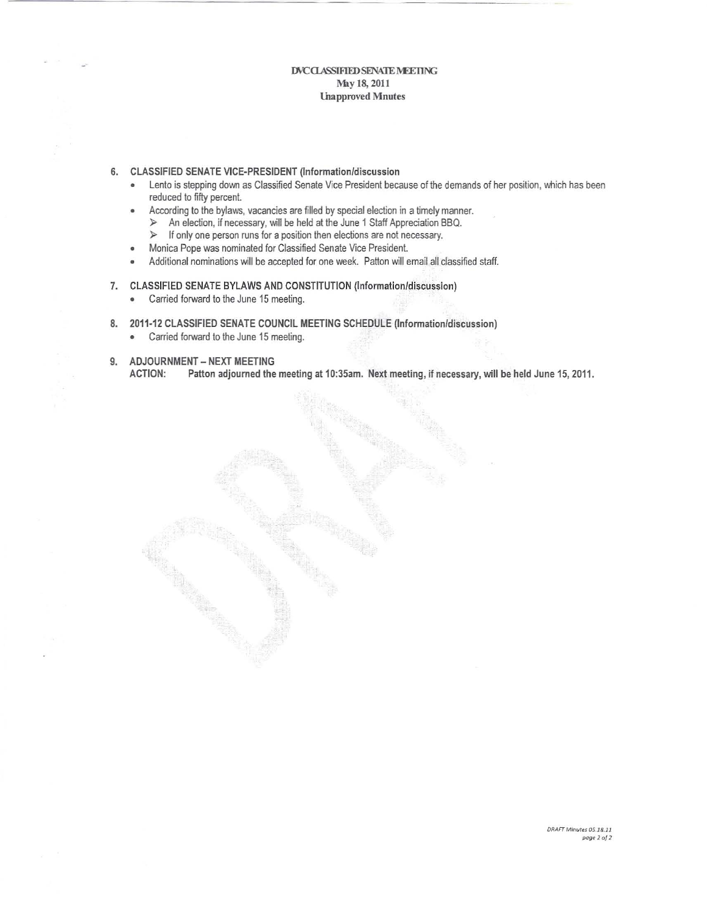**DVC CLASSIFIED SENATE MEETING**
**May 18, 2011**
**Unapproved Minutes**

6. **CLASSIFIED SENATE VICE-PRESIDENT (Information/discussion**
   - Lento is stepping down as Classified Senate Vice President because of the demands of her position, which has been reduced to fifty percent.
   - According to the bylaws, vacancies are filled by special election in a timely manner.
     - An election, if necessary, will be held at the June 1 Staff Appreciation BBQ.
     - If only one person runs for a position then elections are not necessary.
   - Monica Pope was nominated for Classified Senate Vice President.
   - Additional nominations will be accepted for one week. Patton will email all classified staff.

7. **CLASSIFIED SENATE BYLAWS AND CONSTITUTION (Information/discussion)**
   - Carried forward to the June 15 meeting.

8. **2011-12 CLASSIFIED SENATE COUNCIL MEETING SCHEDULE (Information/discussion)**
   - Carried forward to the June 15 meeting.

9. **ADJOURNMENT – NEXT MEETING**
   **ACTION: Patton adjourned the meeting at 10:35am. Next meeting, if necessary, will be held June 15, 2011.**

*DRAFT Minutes 05.18.11*